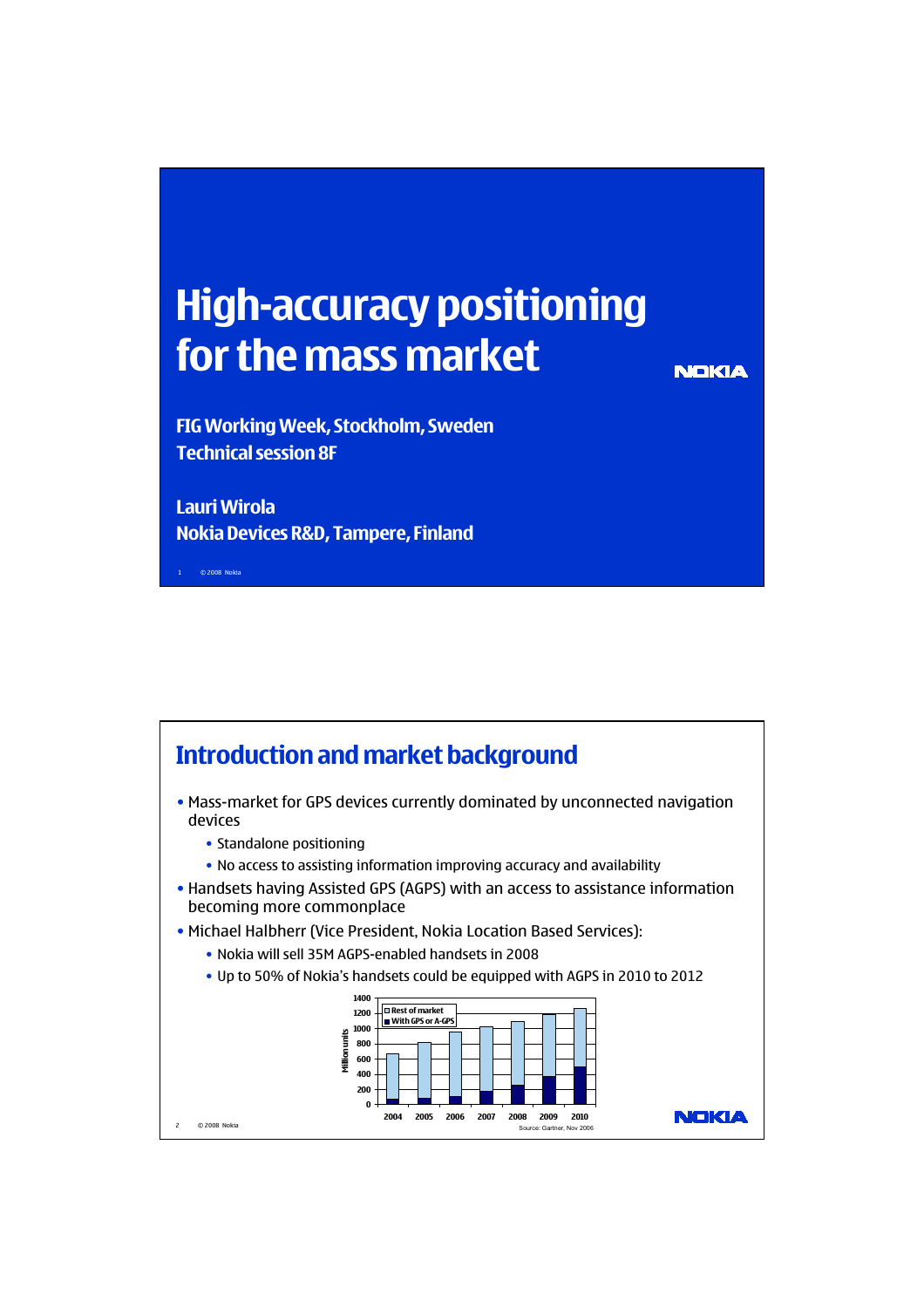# High-accuracy positioning for the mass market

**FIG Working Week, Stockholm, Sweden**
**Technical session 8F**

**Lauri Wirola**
**Nokia Devices R&D, Tampere, Finland**

## Introduction and market background

- Mass-market for GPS devices currently dominated by unconnected navigation devices
  - Standalone positioning
  - No access to assisting information improving accuracy and availability
- Handsets having Assisted GPS (AGPS) with an access to assistance information becoming more commonplace
- Michael Halbherr (Vice President, Nokia Location Based Services):
  - Nokia will sell 35M AGPS-enabled handsets in 2008
  - Up to 50% of Nokia's handsets could be equipped with AGPS in 2010 to 2012

Source: Gartner, Nov 2006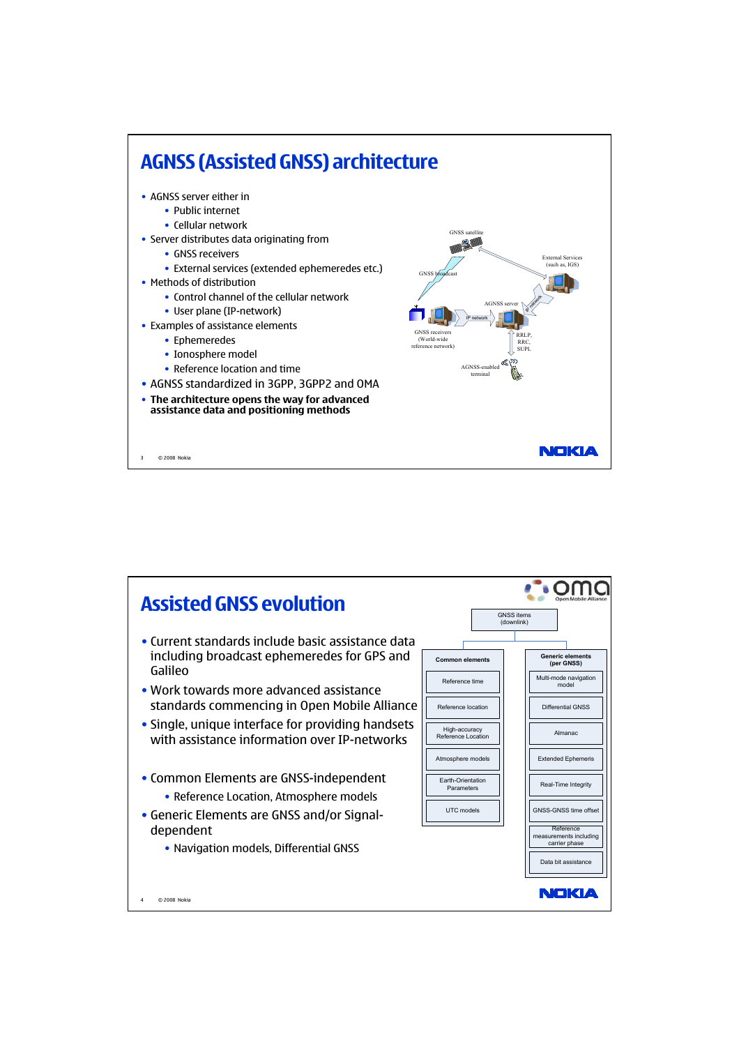# AGNSS (Assisted GNSS) architecture

- AGNSS server either in
  - Public internet
  - Cellular network
- Server distributes data originating from
  - GNSS receivers
  - External services (extended ephemeredes etc.)
- Methods of distribution
  - Control channel of the cellular network
  - User plane (IP-network)
- Examples of assistance elements
  - Ephemeredes
  - Ionosphere model
  - Reference location and time
- AGNSS standardized in 3GPP, 3GPP2 and OMA
- **The architecture opens the way for advanced assistance data and positioning methods**

GNSS satellite

GNSS broadcast

External Services (such as, IGS)

AGNSS server

IP network

GNSS receivers (World-wide reference network)

RRLP, RRC, SUPL

AGNSS-enabled terminal

# Assisted GNSS evolution

- Current standards include basic assistance data including broadcast ephemeredes for GPS and Galileo
- Work towards more advanced assistance standards commencing in Open Mobile Alliance
- Single, unique interface for providing handsets with assistance information over IP-networks
- Common Elements are GNSS-independent
  - Reference Location, Atmosphere models
- Generic Elements are GNSS and/or Signal-dependent
  - Navigation models, Differential GNSS

GNSS items (downlink)

| Common elements | Generic elements (per GNSS) |
| --- | --- |
| Reference time | Multi-mode navigation model |
| Reference location | Differential GNSS |
| High-accuracy Reference Location | Almanac |
| Atmosphere models | Extended Ephemeris |
| Earth-Orientation Parameters | Real-Time Integrity |
| UTC models | GNSS-GNSS time offset |
| | Reference measurements including carrier phase |
| | Data bit assistance |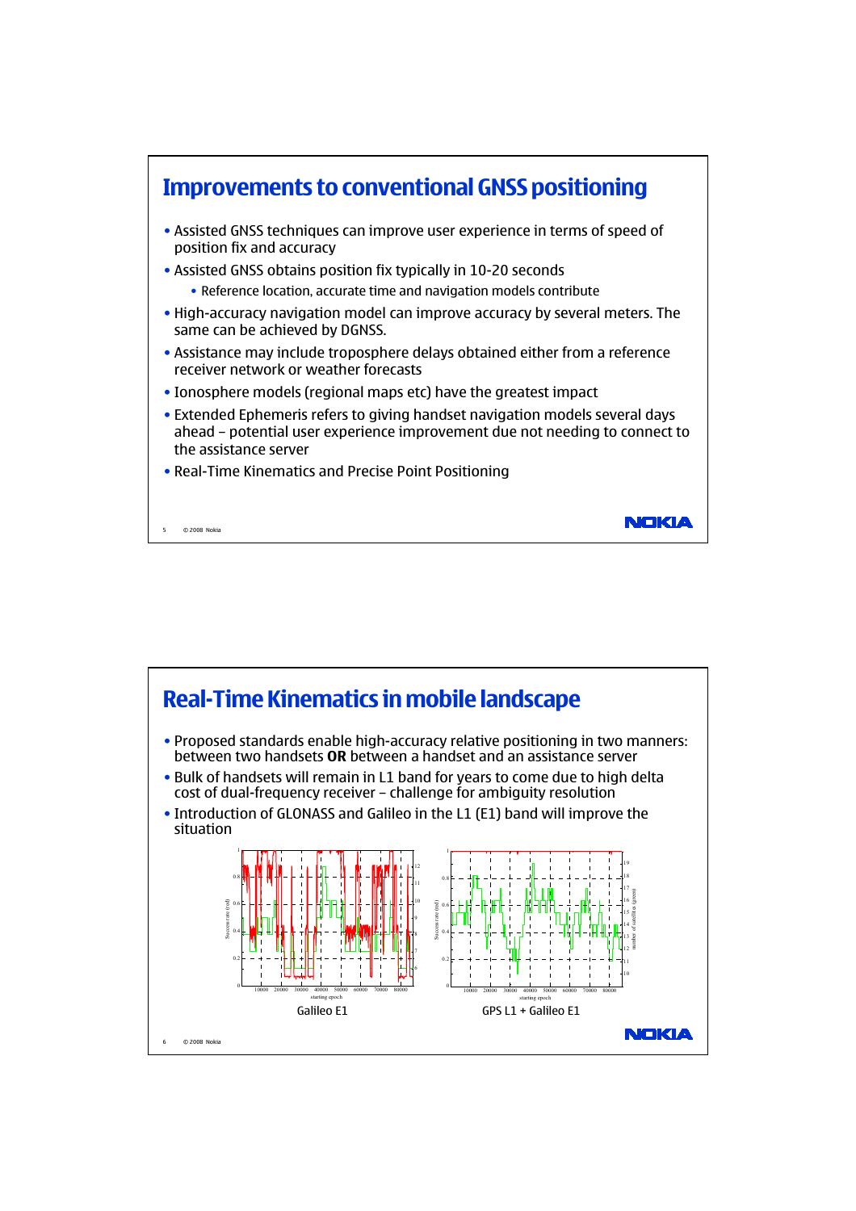# Improvements to conventional GNSS positioning

- Assisted GNSS techniques can improve user experience in terms of speed of position fix and accuracy
- Assisted GNSS obtains position fix typically in 10-20 seconds
  - Reference location, accurate time and navigation models contribute
- High-accuracy navigation model can improve accuracy by several meters. The same can be achieved by DGNSS.
- Assistance may include troposphere delays obtained either from a reference receiver network or weather forecasts
- Ionosphere models (regional maps etc) have the greatest impact
- Extended Ephemeris refers to giving handset navigation models several days ahead – potential user experience improvement due not needing to connect to the assistance server
- Real-Time Kinematics and Precise Point Positioning

# Real-Time Kinematics in mobile landscape

- Proposed standards enable high-accuracy relative positioning in two manners: between two handsets **OR** between a handset and an assistance server
- Bulk of handsets will remain in L1 band for years to come due to high delta cost of dual-frequency receiver – challenge for ambiguity resolution
- Introduction of GLONASS and Galileo in the L1 (E1) band will improve the situation

Galileo E1

GPS L1 + Galileo E1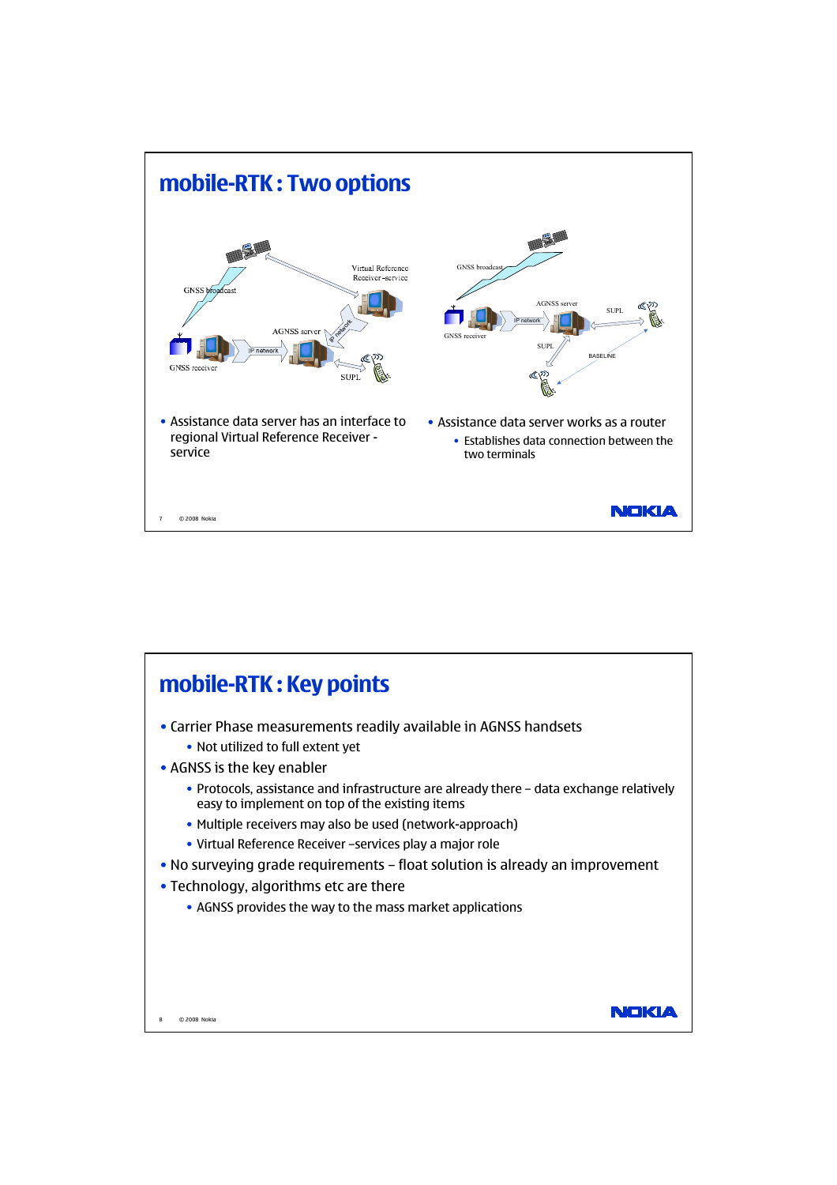## mobile-RTK : Two options

- Assistance data server has an interface to regional Virtual Reference Receiver - service

- Assistance data server works as a router
  - Establishes data connection between the two terminals

## mobile-RTK : Key points

- Carrier Phase measurements readily available in AGNSS handsets
  - Not utilized to full extent yet
- AGNSS is the key enabler
  - Protocols, assistance and infrastructure are already there – data exchange relatively easy to implement on top of the existing items
  - Multiple receivers may also be used (network-approach)
  - Virtual Reference Receiver –services play a major role
- No surveying grade requirements – float solution is already an improvement
- Technology, algorithms etc are there
  - AGNSS provides the way to the mass market applications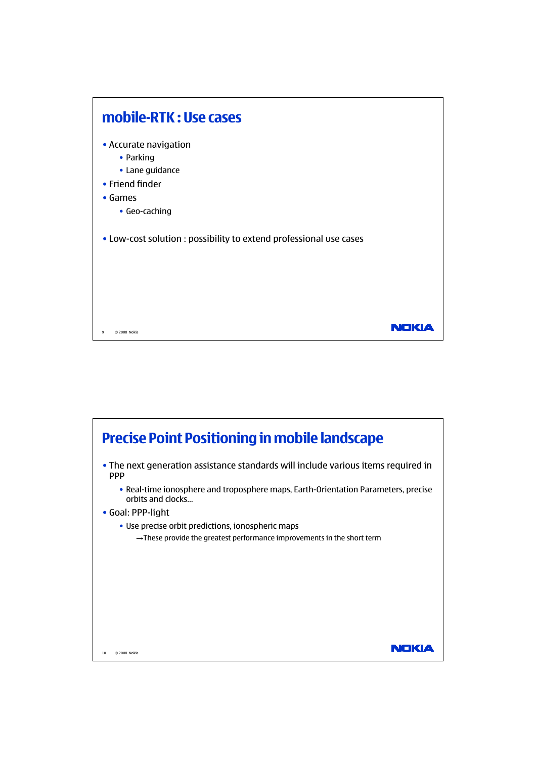## mobile-RTK : Use cases

- Accurate navigation
  - Parking
  - Lane guidance
- Friend finder
- Games
  - Geo-caching

- Low-cost solution : possibility to extend professional use cases

## Precise Point Positioning in mobile landscape

- The next generation assistance standards will include various items required in PPP
  - Real-time ionosphere and troposphere maps, Earth-Orientation Parameters, precise orbits and clocks…
- Goal: PPP-light
  - Use precise orbit predictions, ionospheric maps
    - →These provide the greatest performance improvements in the short term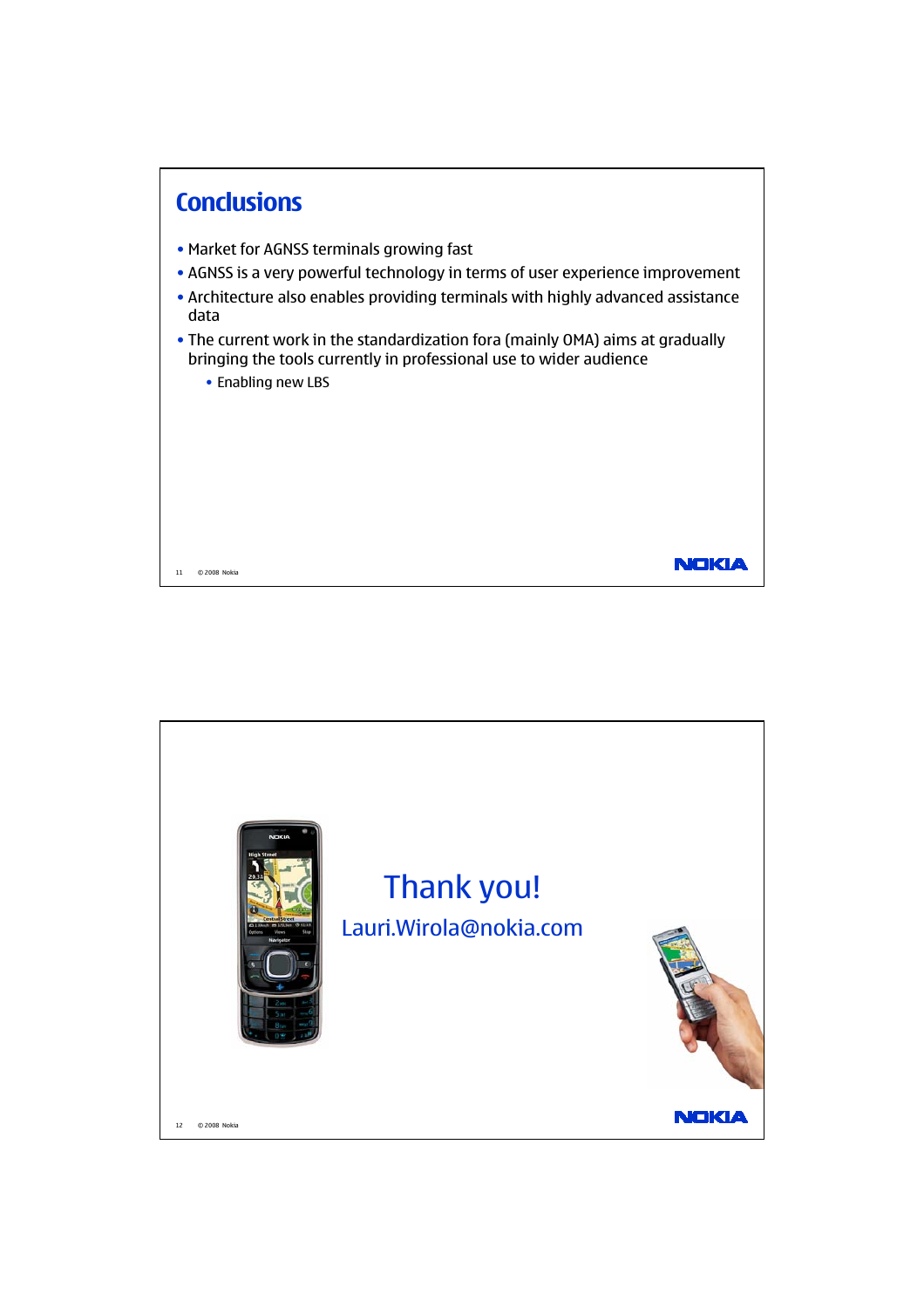## Conclusions

- Market for AGNSS terminals growing fast
- AGNSS is a very powerful technology in terms of user experience improvement
- Architecture also enables providing terminals with highly advanced assistance data
- The current work in the standardization fora (mainly OMA) aims at gradually bringing the tools currently in professional use to wider audience
  - Enabling new LBS

Thank you!

Lauri.Wirola@nokia.com